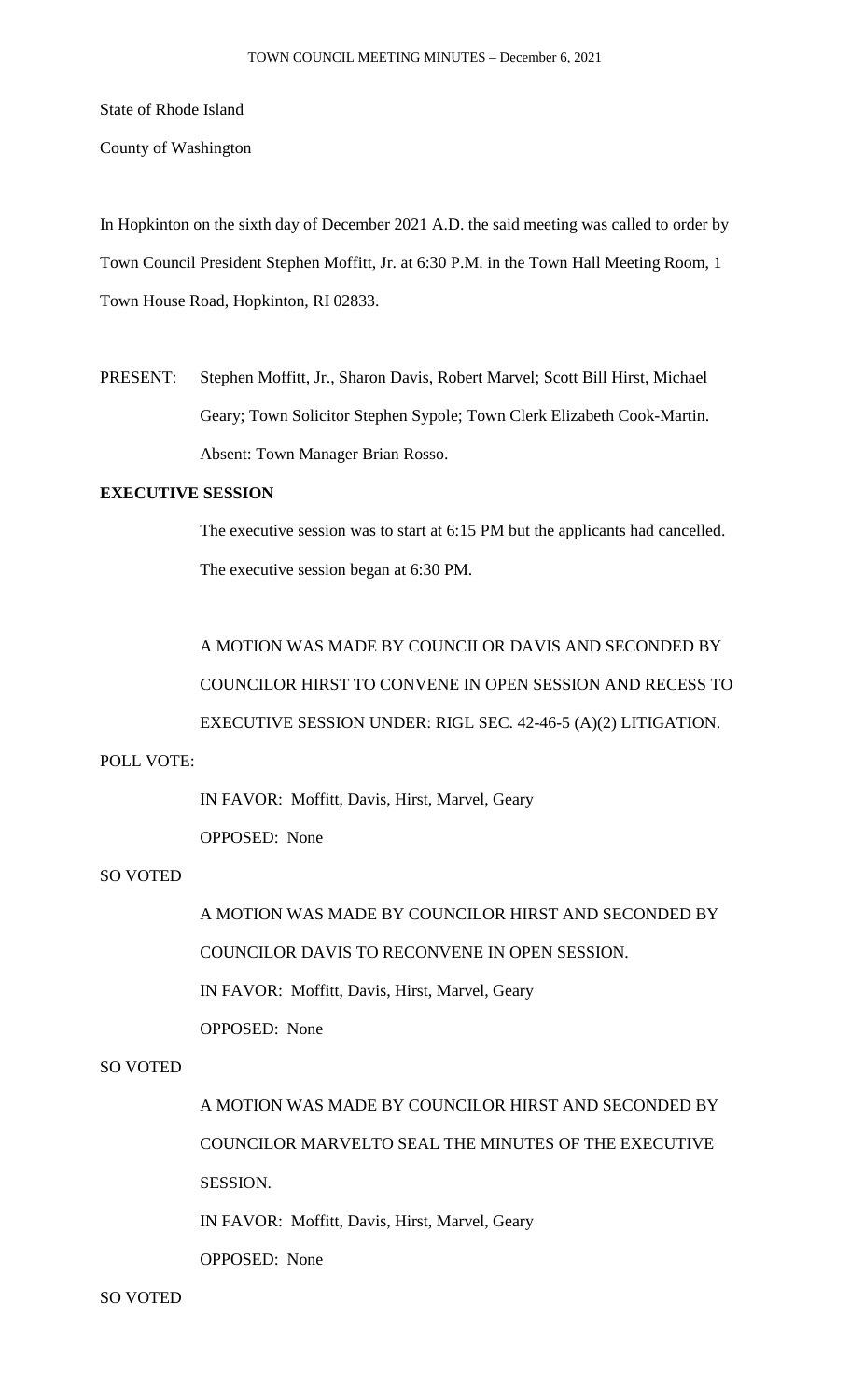State of Rhode Island

County of Washington

In Hopkinton on the sixth day of December 2021 A.D. the said meeting was called to order by Town Council President Stephen Moffitt, Jr. at 6:30 P.M. in the Town Hall Meeting Room, 1 Town House Road, Hopkinton, RI 02833.

PRESENT: Stephen Moffitt, Jr., Sharon Davis, Robert Marvel; Scott Bill Hirst, Michael Geary; Town Solicitor Stephen Sypole; Town Clerk Elizabeth Cook-Martin. Absent: Town Manager Brian Rosso.

**EXECUTIVE SESSION**

The executive session was to start at 6:15 PM but the applicants had cancelled. The executive session began at 6:30 PM.

A MOTION WAS MADE BY COUNCILOR DAVIS AND SECONDED BY COUNCILOR HIRST TO CONVENE IN OPEN SESSION AND RECESS TO EXECUTIVE SESSION UNDER: RIGL SEC. 42-46-5 (A)(2) LITIGATION.

POLL VOTE:

IN FAVOR: Moffitt, Davis, Hirst, Marvel, Geary

OPPOSED: None

SO VOTED

A MOTION WAS MADE BY COUNCILOR HIRST AND SECONDED BY COUNCILOR DAVIS TO RECONVENE IN OPEN SESSION.

IN FAVOR: Moffitt, Davis, Hirst, Marvel, Geary

OPPOSED: None

SO VOTED

A MOTION WAS MADE BY COUNCILOR HIRST AND SECONDED BY COUNCILOR MARVELTO SEAL THE MINUTES OF THE EXECUTIVE SESSION.

IN FAVOR: Moffitt, Davis, Hirst, Marvel, Geary

OPPOSED: None

SO VOTED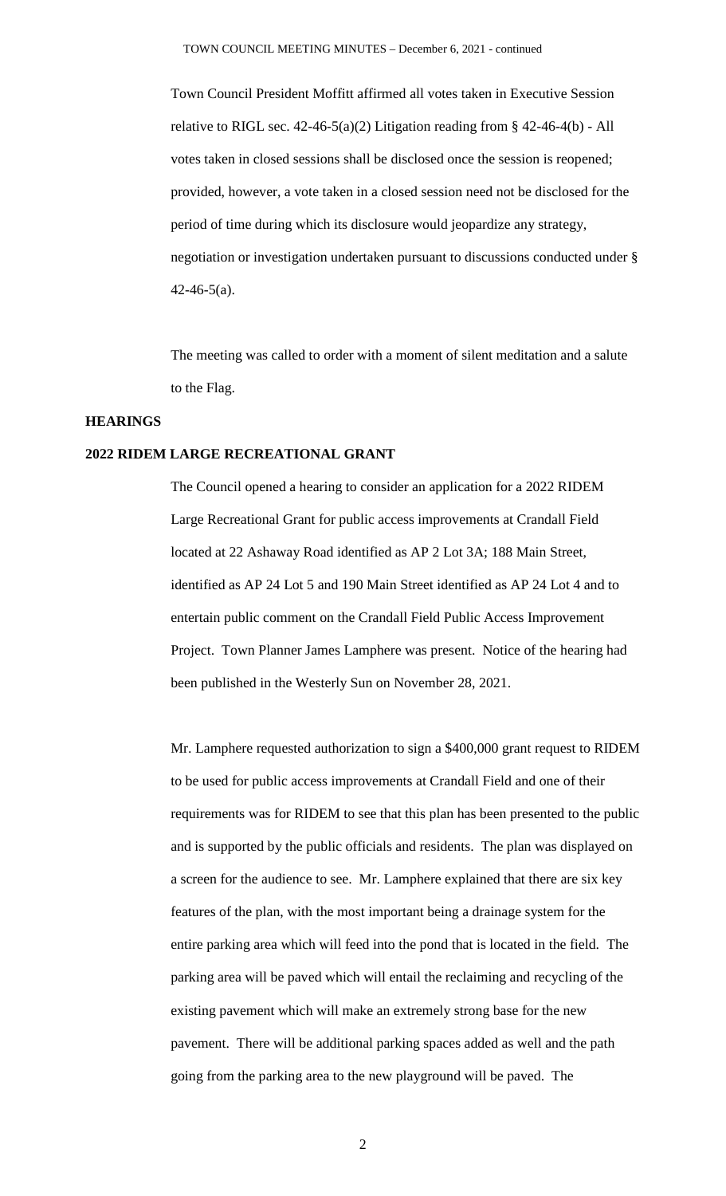Town Council President Moffitt affirmed all votes taken in Executive Session relative to RIGL sec. 42-46-5(a)(2) Litigation reading from § 42-46-4(b) - All votes taken in closed sessions shall be disclosed once the session is reopened; provided, however, a vote taken in a closed session need not be disclosed for the period of time during which its disclosure would jeopardize any strategy, negotiation or investigation undertaken pursuant to discussions conducted under § 42-46-5(a).

The meeting was called to order with a moment of silent meditation and a salute to the Flag.

**HEARINGS**

**2022 RIDEM LARGE RECREATIONAL GRANT**

The Council opened a hearing to consider an application for a 2022 RIDEM Large Recreational Grant for public access improvements at Crandall Field located at 22 Ashaway Road identified as AP 2 Lot 3A; 188 Main Street, identified as AP 24 Lot 5 and 190 Main Street identified as AP 24 Lot 4 and to entertain public comment on the Crandall Field Public Access Improvement Project. Town Planner James Lamphere was present. Notice of the hearing had been published in the Westerly Sun on November 28, 2021.

Mr. Lamphere requested authorization to sign a \$400,000 grant request to RIDEM to be used for public access improvements at Crandall Field and one of their requirements was for RIDEM to see that this plan has been presented to the public and is supported by the public officials and residents. The plan was displayed on a screen for the audience to see. Mr. Lamphere explained that there are six key features of the plan, with the most important being a drainage system for the entire parking area which will feed into the pond that is located in the field. The parking area will be paved which will entail the reclaiming and recycling of the existing pavement which will make an extremely strong base for the new pavement. There will be additional parking spaces added as well and the path going from the parking area to the new playground will be paved. The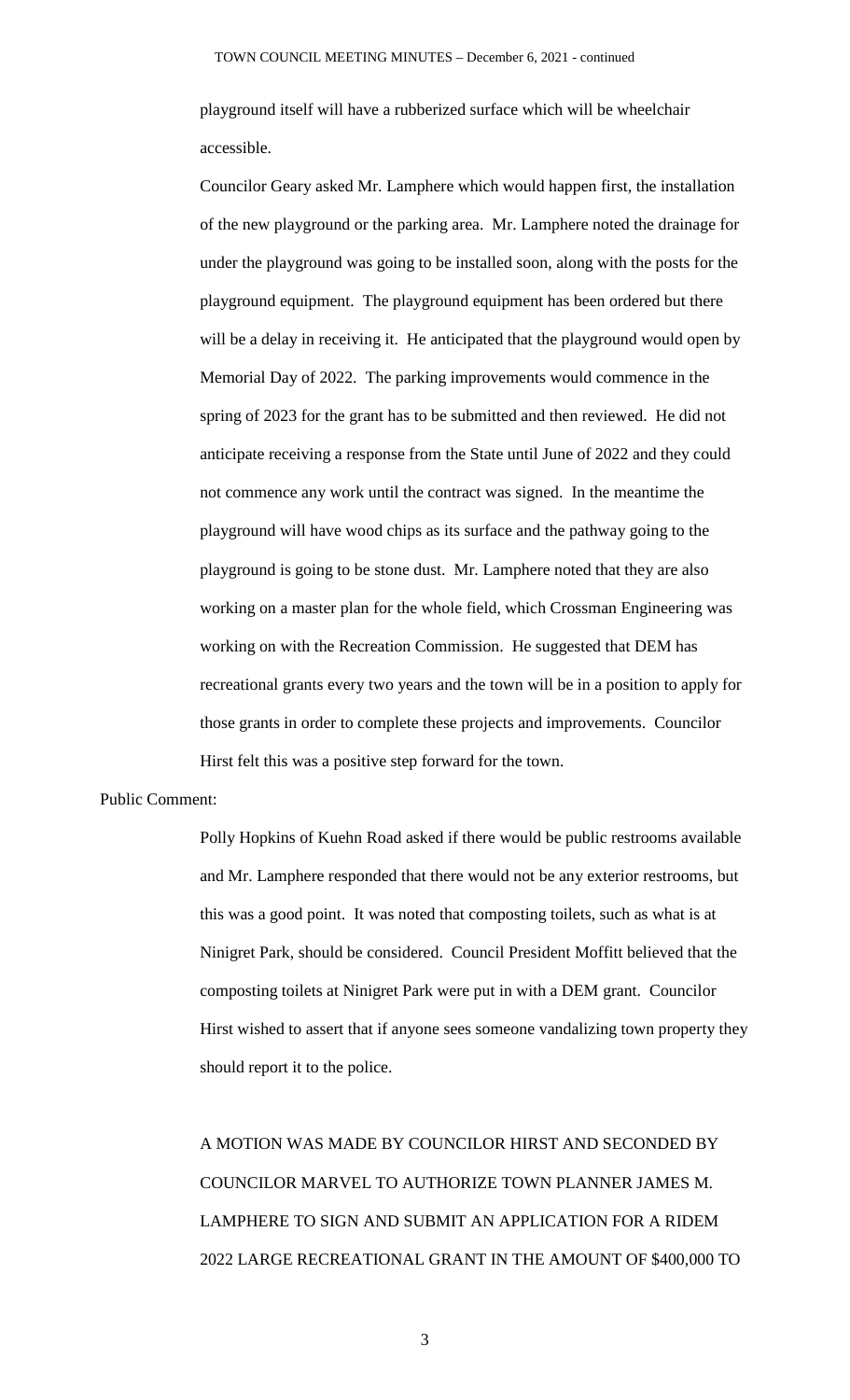playground itself will have a rubberized surface which will be wheelchair accessible.

Councilor Geary asked Mr. Lamphere which would happen first, the installation of the new playground or the parking area. Mr. Lamphere noted the drainage for under the playground was going to be installed soon, along with the posts for the playground equipment. The playground equipment has been ordered but there will be a delay in receiving it. He anticipated that the playground would open by Memorial Day of 2022. The parking improvements would commence in the spring of 2023 for the grant has to be submitted and then reviewed. He did not anticipate receiving a response from the State until June of 2022 and they could not commence any work until the contract was signed. In the meantime the playground will have wood chips as its surface and the pathway going to the playground is going to be stone dust. Mr. Lamphere noted that they are also working on a master plan for the whole field, which Crossman Engineering was working on with the Recreation Commission. He suggested that DEM has recreational grants every two years and the town will be in a position to apply for those grants in order to complete these projects and improvements. Councilor Hirst felt this was a positive step forward for the town.

Public Comment:

Polly Hopkins of Kuehn Road asked if there would be public restrooms available and Mr. Lamphere responded that there would not be any exterior restrooms, but this was a good point. It was noted that composting toilets, such as what is at Ninigret Park, should be considered. Council President Moffitt believed that the composting toilets at Ninigret Park were put in with a DEM grant. Councilor Hirst wished to assert that if anyone sees someone vandalizing town property they should report it to the police.

A MOTION WAS MADE BY COUNCILOR HIRST AND SECONDED BY COUNCILOR MARVEL TO AUTHORIZE TOWN PLANNER JAMES M. LAMPHERE TO SIGN AND SUBMIT AN APPLICATION FOR A RIDEM 2022 LARGE RECREATIONAL GRANT IN THE AMOUNT OF $400,000 TO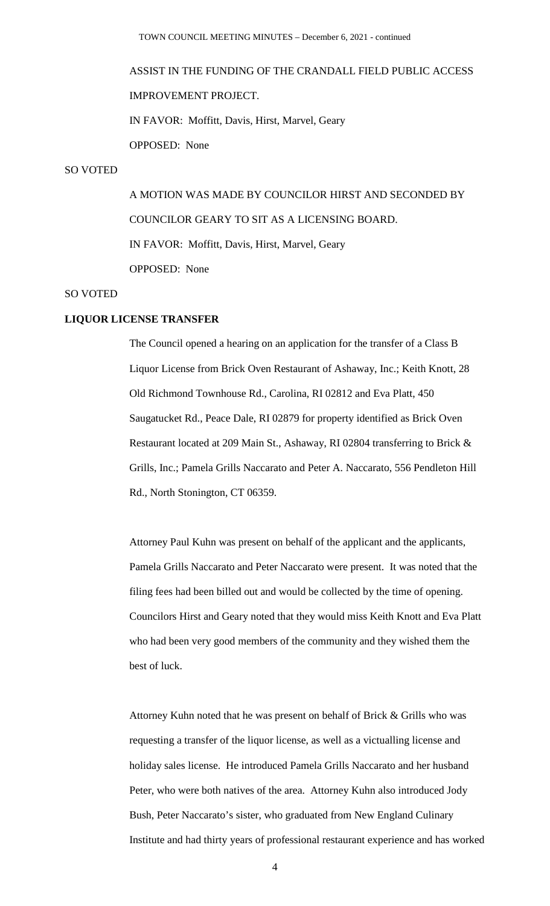ASSIST IN THE FUNDING OF THE CRANDALL FIELD PUBLIC ACCESS IMPROVEMENT PROJECT.

IN FAVOR: Moffitt, Davis, Hirst, Marvel, Geary

OPPOSED: None

SO VOTED

A MOTION WAS MADE BY COUNCILOR HIRST AND SECONDED BY COUNCILOR GEARY TO SIT AS A LICENSING BOARD.

IN FAVOR: Moffitt, Davis, Hirst, Marvel, Geary

OPPOSED: None

SO VOTED

**LIQUOR LICENSE TRANSFER**

The Council opened a hearing on an application for the transfer of a Class B Liquor License from Brick Oven Restaurant of Ashaway, Inc.; Keith Knott, 28 Old Richmond Townhouse Rd., Carolina, RI 02812 and Eva Platt, 450 Saugatucket Rd., Peace Dale, RI 02879 for property identified as Brick Oven Restaurant located at 209 Main St., Ashaway, RI 02804 transferring to Brick & Grills, Inc.; Pamela Grills Naccarato and Peter A. Naccarato, 556 Pendleton Hill Rd., North Stonington, CT 06359.

Attorney Paul Kuhn was present on behalf of the applicant and the applicants, Pamela Grills Naccarato and Peter Naccarato were present. It was noted that the filing fees had been billed out and would be collected by the time of opening. Councilors Hirst and Geary noted that they would miss Keith Knott and Eva Platt who had been very good members of the community and they wished them the best of luck.

Attorney Kuhn noted that he was present on behalf of Brick & Grills who was requesting a transfer of the liquor license, as well as a victualling license and holiday sales license. He introduced Pamela Grills Naccarato and her husband Peter, who were both natives of the area. Attorney Kuhn also introduced Jody Bush, Peter Naccarato's sister, who graduated from New England Culinary Institute and had thirty years of professional restaurant experience and has worked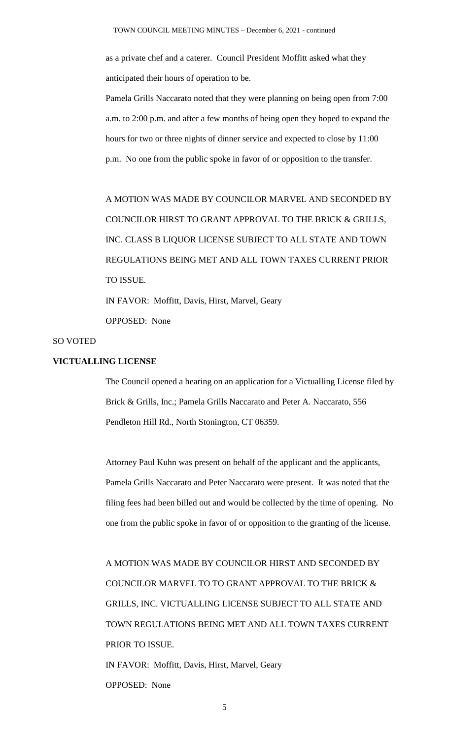as a private chef and a caterer. Council President Moffitt asked what they anticipated their hours of operation to be.

Pamela Grills Naccarato noted that they were planning on being open from 7:00 a.m. to 2:00 p.m. and after a few months of being open they hoped to expand the hours for two or three nights of dinner service and expected to close by 11:00 p.m. No one from the public spoke in favor of or opposition to the transfer.

A MOTION WAS MADE BY COUNCILOR MARVEL AND SECONDED BY COUNCILOR HIRST TO GRANT APPROVAL TO THE BRICK & GRILLS, INC. CLASS B LIQUOR LICENSE SUBJECT TO ALL STATE AND TOWN REGULATIONS BEING MET AND ALL TOWN TAXES CURRENT PRIOR TO ISSUE.

IN FAVOR: Moffitt, Davis, Hirst, Marvel, Geary

OPPOSED: None

SO VOTED

**VICTUALLING LICENSE**

The Council opened a hearing on an application for a Victualling License filed by Brick & Grills, Inc.; Pamela Grills Naccarato and Peter A. Naccarato, 556 Pendleton Hill Rd., North Stonington, CT 06359.

Attorney Paul Kuhn was present on behalf of the applicant and the applicants, Pamela Grills Naccarato and Peter Naccarato were present. It was noted that the filing fees had been billed out and would be collected by the time of opening. No one from the public spoke in favor of or opposition to the granting of the license.

A MOTION WAS MADE BY COUNCILOR HIRST AND SECONDED BY COUNCILOR MARVEL TO TO GRANT APPROVAL TO THE BRICK & GRILLS, INC. VICTUALLING LICENSE SUBJECT TO ALL STATE AND TOWN REGULATIONS BEING MET AND ALL TOWN TAXES CURRENT PRIOR TO ISSUE.

IN FAVOR: Moffitt, Davis, Hirst, Marvel, Geary

OPPOSED: None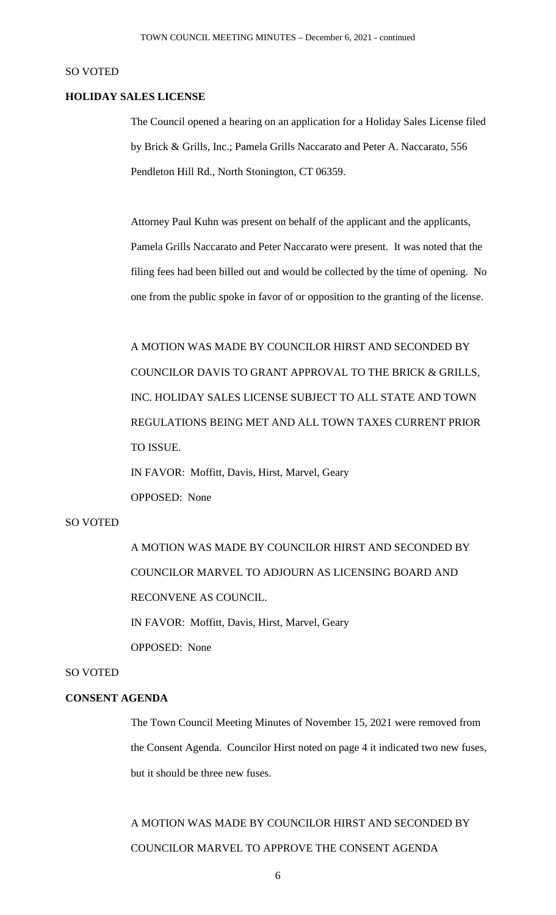SO VOTED

**HOLIDAY SALES LICENSE**

The Council opened a hearing on an application for a Holiday Sales License filed by Brick & Grills, Inc.; Pamela Grills Naccarato and Peter A. Naccarato, 556 Pendleton Hill Rd., North Stonington, CT 06359.

Attorney Paul Kuhn was present on behalf of the applicant and the applicants, Pamela Grills Naccarato and Peter Naccarato were present. It was noted that the filing fees had been billed out and would be collected by the time of opening. No one from the public spoke in favor of or opposition to the granting of the license.

A MOTION WAS MADE BY COUNCILOR HIRST AND SECONDED BY COUNCILOR DAVIS TO GRANT APPROVAL TO THE BRICK & GRILLS, INC. HOLIDAY SALES LICENSE SUBJECT TO ALL STATE AND TOWN REGULATIONS BEING MET AND ALL TOWN TAXES CURRENT PRIOR TO ISSUE.

IN FAVOR: Moffitt, Davis, Hirst, Marvel, Geary

OPPOSED: None

SO VOTED

A MOTION WAS MADE BY COUNCILOR HIRST AND SECONDED BY COUNCILOR MARVEL TO ADJOURN AS LICENSING BOARD AND RECONVENE AS COUNCIL.

IN FAVOR: Moffitt, Davis, Hirst, Marvel, Geary

OPPOSED: None

SO VOTED

**CONSENT AGENDA**

The Town Council Meeting Minutes of November 15, 2021 were removed from the Consent Agenda. Councilor Hirst noted on page 4 it indicated two new fuses, but it should be three new fuses.

A MOTION WAS MADE BY COUNCILOR HIRST AND SECONDED BY COUNCILOR MARVEL TO APPROVE THE CONSENT AGENDA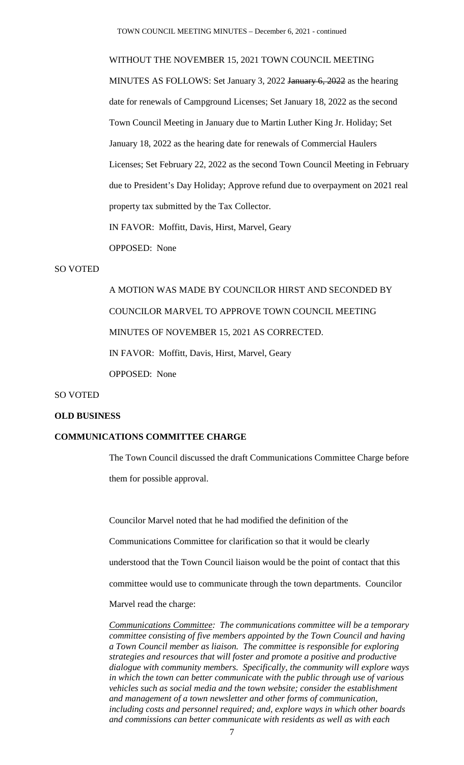WITHOUT THE NOVEMBER 15, 2021 TOWN COUNCIL MEETING MINUTES AS FOLLOWS: Set January 3, 2022 ~~January 6, 2022~~ as the hearing date for renewals of Campground Licenses; Set January 18, 2022 as the second Town Council Meeting in January due to Martin Luther King Jr. Holiday; Set January 18, 2022 as the hearing date for renewals of Commercial Haulers Licenses; Set February 22, 2022 as the second Town Council Meeting in February due to President's Day Holiday; Approve refund due to overpayment on 2021 real property tax submitted by the Tax Collector.

IN FAVOR: Moffitt, Davis, Hirst, Marvel, Geary

OPPOSED: None

SO VOTED

A MOTION WAS MADE BY COUNCILOR HIRST AND SECONDED BY COUNCILOR MARVEL TO APPROVE TOWN COUNCIL MEETING MINUTES OF NOVEMBER 15, 2021 AS CORRECTED.

IN FAVOR: Moffitt, Davis, Hirst, Marvel, Geary

OPPOSED: None

SO VOTED

**OLD BUSINESS**

**COMMUNICATIONS COMMITTEE CHARGE**

The Town Council discussed the draft Communications Committee Charge before them for possible approval.

Councilor Marvel noted that he had modified the definition of the Communications Committee for clarification so that it would be clearly understood that the Town Council liaison would be the point of contact that this committee would use to communicate through the town departments. Councilor Marvel read the charge:

*<u>Communications Committee</u>: The communications committee will be a temporary committee consisting of five members appointed by the Town Council and having a Town Council member as liaison. The committee is responsible for exploring strategies and resources that will foster and promote a positive and productive dialogue with community members. Specifically, the community will explore ways in which the town can better communicate with the public through use of various vehicles such as social media and the town website; consider the establishment and management of a town newsletter and other forms of communication, including costs and personnel required; and, explore ways in which other boards and commissions can better communicate with residents as well as with each*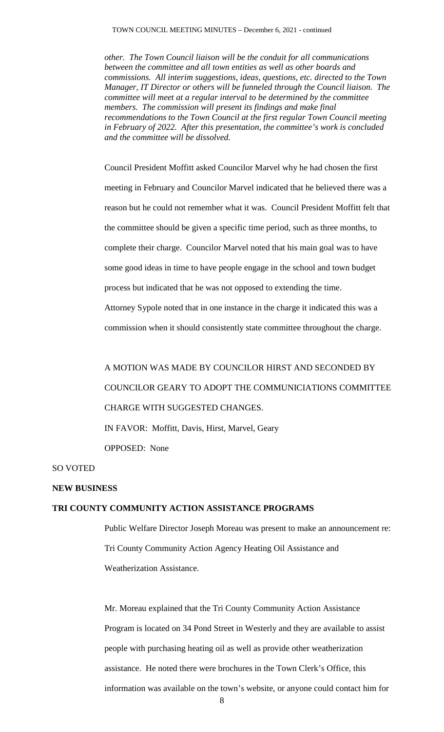*other. The Town Council liaison will be the conduit for all communications between the committee and all town entities as well as other boards and commissions. All interim suggestions, ideas, questions, etc. directed to the Town Manager, IT Director or others will be funneled through the Council liaison. The committee will meet at a regular interval to be determined by the committee members. The commission will present its findings and make final recommendations to the Town Council at the first regular Town Council meeting in February of 2022. After this presentation, the committee's work is concluded and the committee will be dissolved.*

Council President Moffitt asked Councilor Marvel why he had chosen the first meeting in February and Councilor Marvel indicated that he believed there was a reason but he could not remember what it was. Council President Moffitt felt that the committee should be given a specific time period, such as three months, to complete their charge. Councilor Marvel noted that his main goal was to have some good ideas in time to have people engage in the school and town budget process but indicated that he was not opposed to extending the time.

Attorney Sypole noted that in one instance in the charge it indicated this was a commission when it should consistently state committee throughout the charge.

A MOTION WAS MADE BY COUNCILOR HIRST AND SECONDED BY COUNCILOR GEARY TO ADOPT THE COMMUNICIATIONS COMMITTEE CHARGE WITH SUGGESTED CHANGES.

IN FAVOR: Moffitt, Davis, Hirst, Marvel, Geary

OPPOSED: None

SO VOTED

**NEW BUSINESS**

**TRI COUNTY COMMUNITY ACTION ASSISTANCE PROGRAMS**

Public Welfare Director Joseph Moreau was present to make an announcement re: Tri County Community Action Agency Heating Oil Assistance and Weatherization Assistance.

Mr. Moreau explained that the Tri County Community Action Assistance Program is located on 34 Pond Street in Westerly and they are available to assist people with purchasing heating oil as well as provide other weatherization assistance. He noted there were brochures in the Town Clerk's Office, this information was available on the town's website, or anyone could contact him for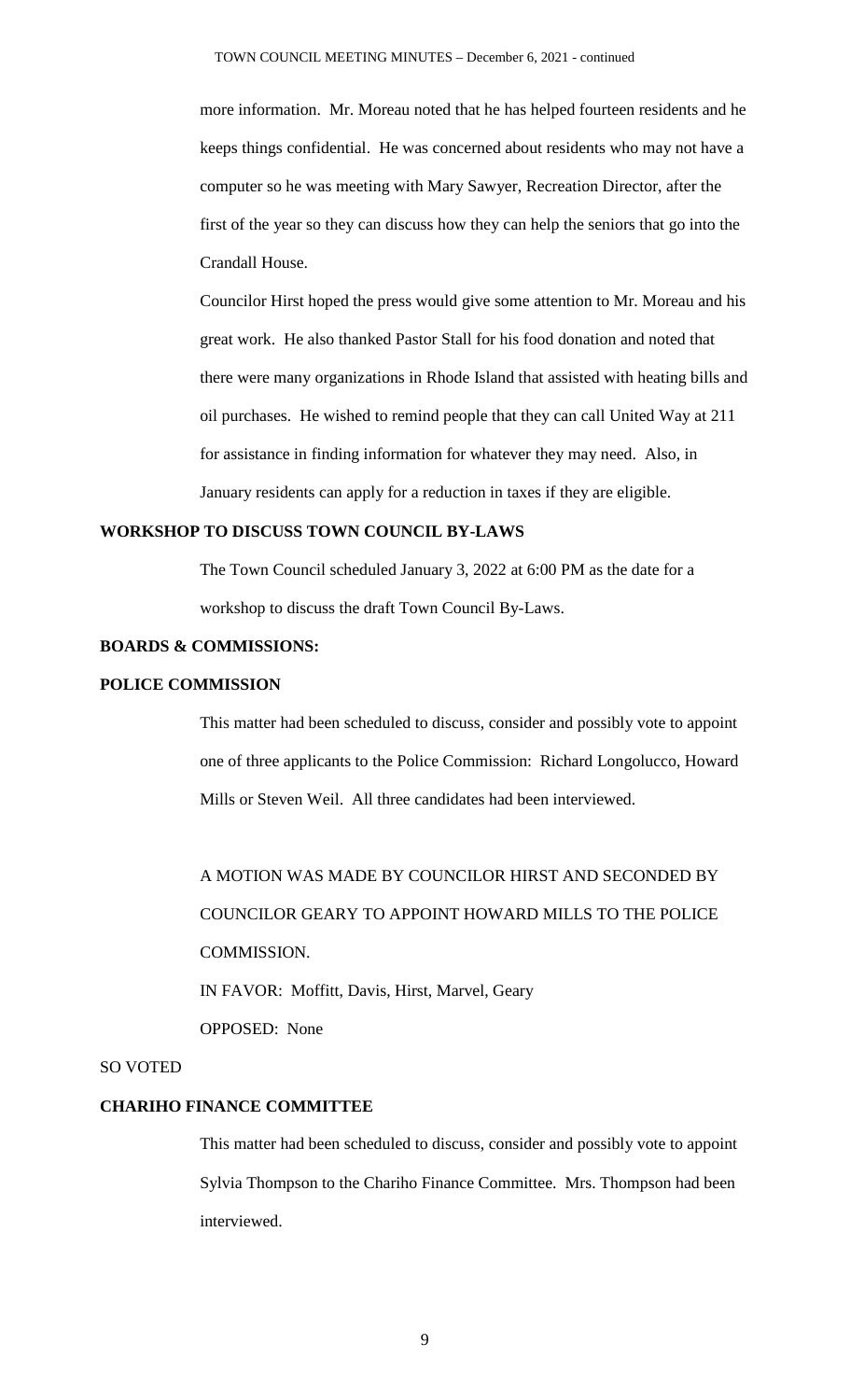more information. Mr. Moreau noted that he has helped fourteen residents and he keeps things confidential. He was concerned about residents who may not have a computer so he was meeting with Mary Sawyer, Recreation Director, after the first of the year so they can discuss how they can help the seniors that go into the Crandall House.

Councilor Hirst hoped the press would give some attention to Mr. Moreau and his great work. He also thanked Pastor Stall for his food donation and noted that there were many organizations in Rhode Island that assisted with heating bills and oil purchases. He wished to remind people that they can call United Way at 211 for assistance in finding information for whatever they may need. Also, in January residents can apply for a reduction in taxes if they are eligible.

**WORKSHOP TO DISCUSS TOWN COUNCIL BY-LAWS**

The Town Council scheduled January 3, 2022 at 6:00 PM as the date for a workshop to discuss the draft Town Council By-Laws.

**BOARDS & COMMISSIONS:**

**POLICE COMMISSION**

This matter had been scheduled to discuss, consider and possibly vote to appoint one of three applicants to the Police Commission: Richard Longolucco, Howard Mills or Steven Weil. All three candidates had been interviewed.

A MOTION WAS MADE BY COUNCILOR HIRST AND SECONDED BY COUNCILOR GEARY TO APPOINT HOWARD MILLS TO THE POLICE COMMISSION.

IN FAVOR: Moffitt, Davis, Hirst, Marvel, Geary

OPPOSED: None

SO VOTED

**CHARIHO FINANCE COMMITTEE**

This matter had been scheduled to discuss, consider and possibly vote to appoint Sylvia Thompson to the Chariho Finance Committee. Mrs. Thompson had been interviewed.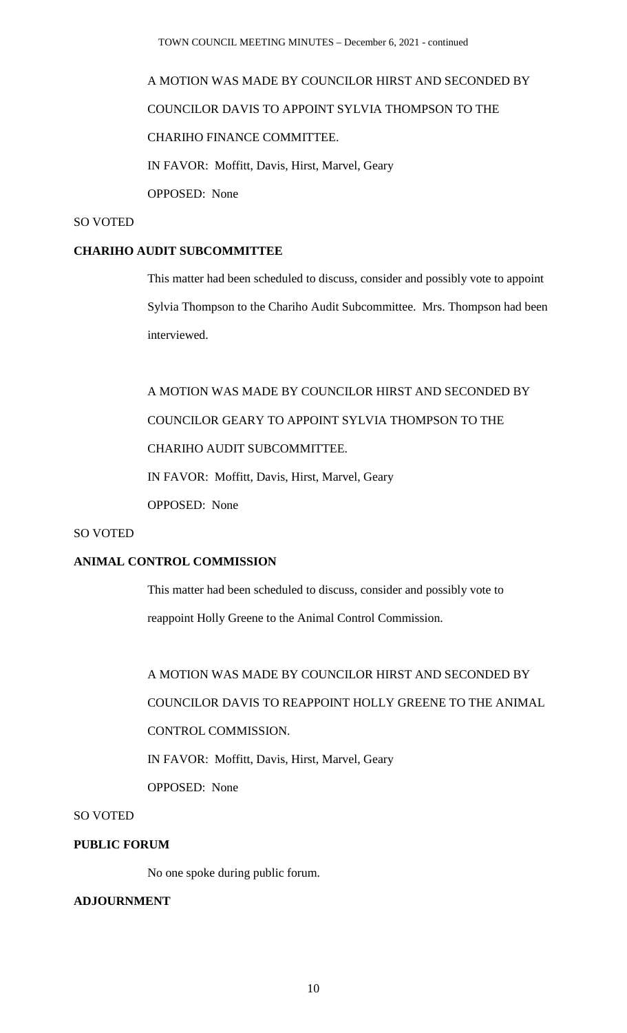A MOTION WAS MADE BY COUNCILOR HIRST AND SECONDED BY COUNCILOR DAVIS TO APPOINT SYLVIA THOMPSON TO THE CHARIHO FINANCE COMMITTEE.

IN FAVOR: Moffitt, Davis, Hirst, Marvel, Geary

OPPOSED: None

SO VOTED

**CHARIHO AUDIT SUBCOMMITTEE**

This matter had been scheduled to discuss, consider and possibly vote to appoint Sylvia Thompson to the Chariho Audit Subcommittee. Mrs. Thompson had been interviewed.

A MOTION WAS MADE BY COUNCILOR HIRST AND SECONDED BY COUNCILOR GEARY TO APPOINT SYLVIA THOMPSON TO THE CHARIHO AUDIT SUBCOMMITTEE.

IN FAVOR: Moffitt, Davis, Hirst, Marvel, Geary

OPPOSED: None

SO VOTED

**ANIMAL CONTROL COMMISSION**

This matter had been scheduled to discuss, consider and possibly vote to reappoint Holly Greene to the Animal Control Commission.

A MOTION WAS MADE BY COUNCILOR HIRST AND SECONDED BY COUNCILOR DAVIS TO REAPPOINT HOLLY GREENE TO THE ANIMAL CONTROL COMMISSION.

IN FAVOR: Moffitt, Davis, Hirst, Marvel, Geary

OPPOSED: None

SO VOTED

**PUBLIC FORUM**

No one spoke during public forum.

**ADJOURNMENT**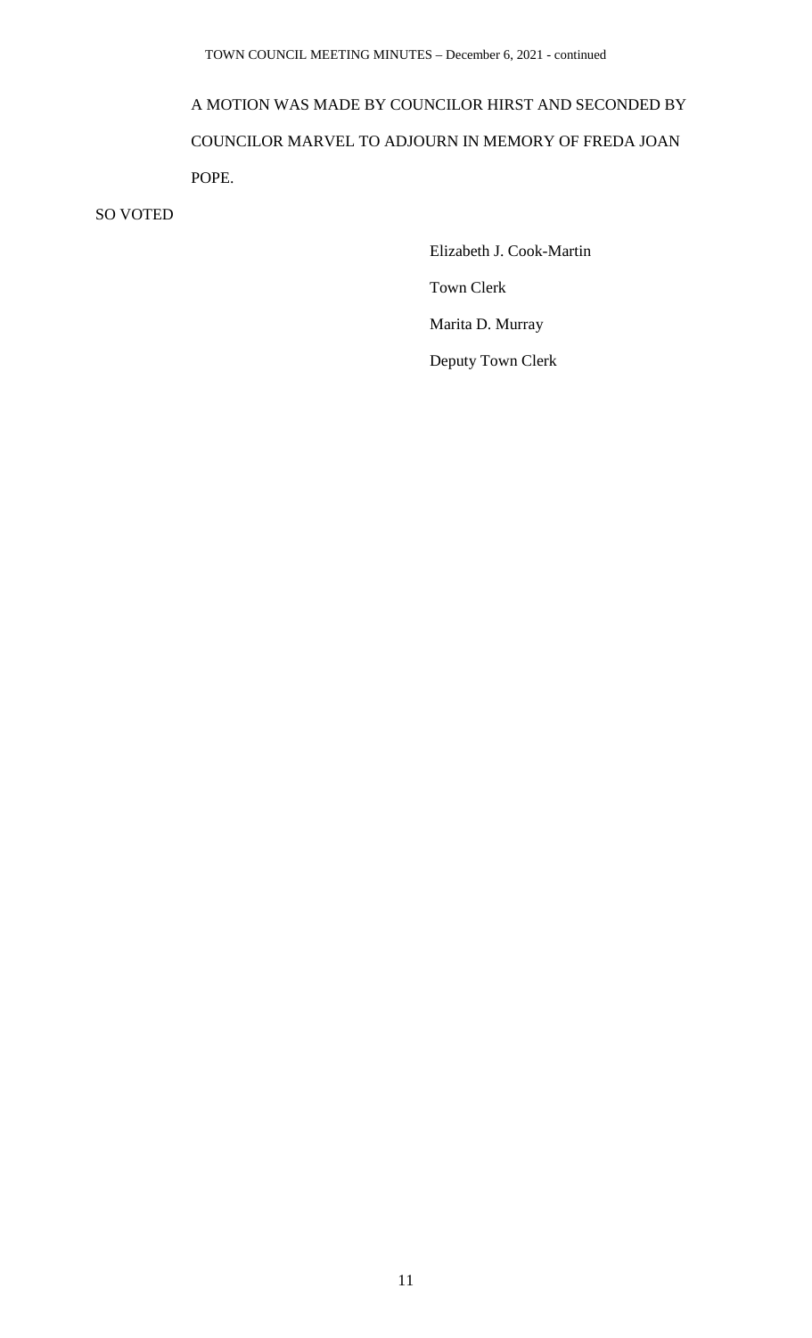A MOTION WAS MADE BY COUNCILOR HIRST AND SECONDED BY COUNCILOR MARVEL TO ADJOURN IN MEMORY OF FREDA JOAN POPE.

SO VOTED

Elizabeth J. Cook-Martin

Town Clerk

Marita D. Murray

Deputy Town Clerk